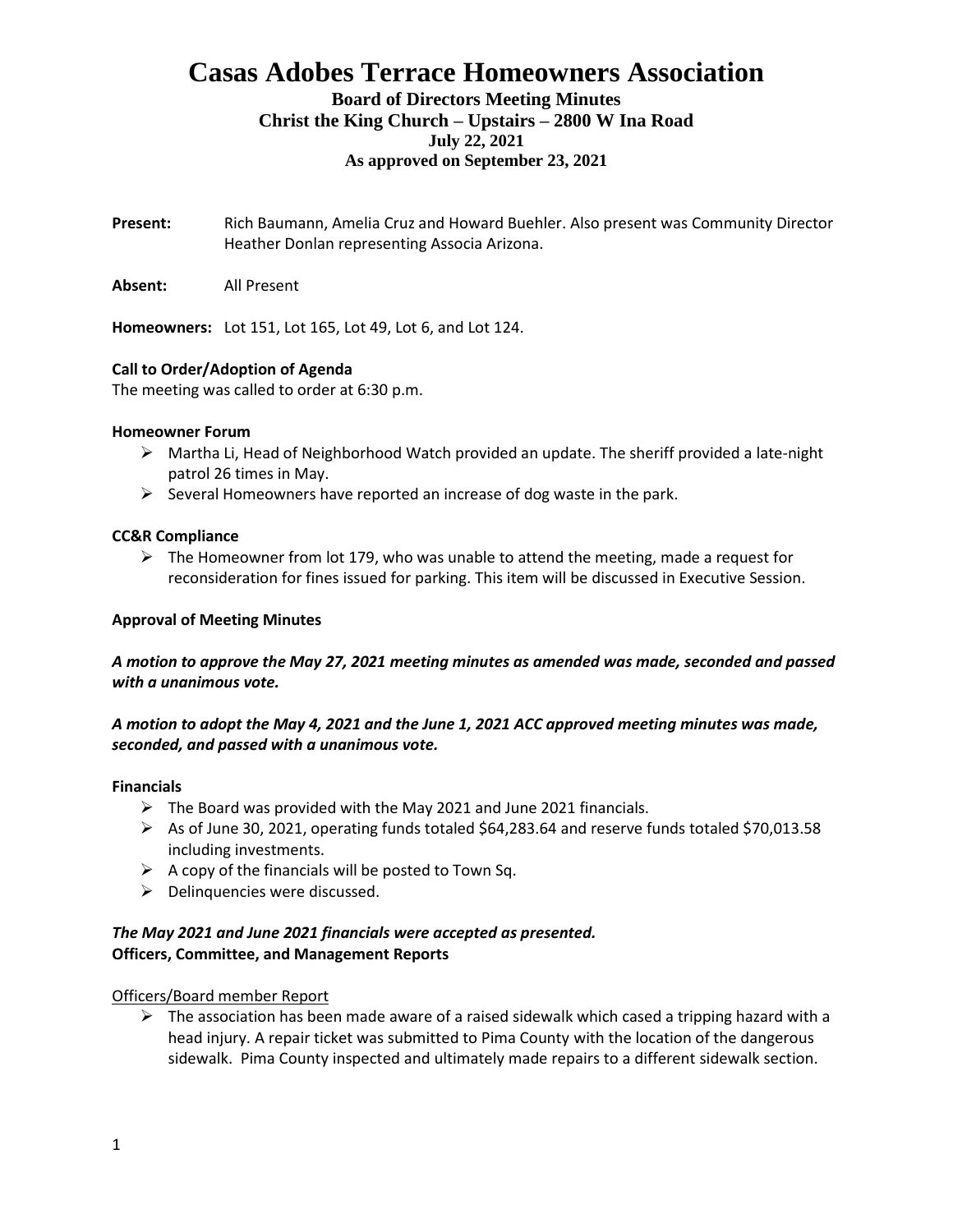# Casas Adobes Terrace Homeowners Association

**Board of Directors Meeting Minutes**
**Christ the King Church – Upstairs – 2800 W Ina Road**
**July 22, 2021**
**As approved on September 23, 2021**

**Present:** Rich Baumann, Amelia Cruz and Howard Buehler. Also present was Community Director Heather Donlan representing Associa Arizona.

**Absent:** All Present

**Homeowners:** Lot 151, Lot 165, Lot 49, Lot 6, and Lot 124.

**Call to Order/Adoption of Agenda**

The meeting was called to order at 6:30 p.m.

**Homeowner Forum**

- Martha Li, Head of Neighborhood Watch provided an update. The sheriff provided a late-night patrol 26 times in May.
- Several Homeowners have reported an increase of dog waste in the park.

**CC&R Compliance**

- The Homeowner from lot 179, who was unable to attend the meeting, made a request for reconsideration for fines issued for parking. This item will be discussed in Executive Session.

**Approval of Meeting Minutes**

***A motion to approve the May 27, 2021 meeting minutes as amended was made, seconded and passed with a unanimous vote.***

***A motion to adopt the May 4, 2021 and the June 1, 2021 ACC approved meeting minutes was made, seconded, and passed with a unanimous vote.***

**Financials**

- The Board was provided with the May 2021 and June 2021 financials.
- As of June 30, 2021, operating funds totaled $64,283.64 and reserve funds totaled $70,013.58 including investments.
- A copy of the financials will be posted to Town Sq.
- Delinquencies were discussed.

***The May 2021 and June 2021 financials were accepted as presented.***

**Officers, Committee, and Management Reports**

Officers/Board member Report

- The association has been made aware of a raised sidewalk which cased a tripping hazard with a head injury. A repair ticket was submitted to Pima County with the location of the dangerous sidewalk. Pima County inspected and ultimately made repairs to a different sidewalk section.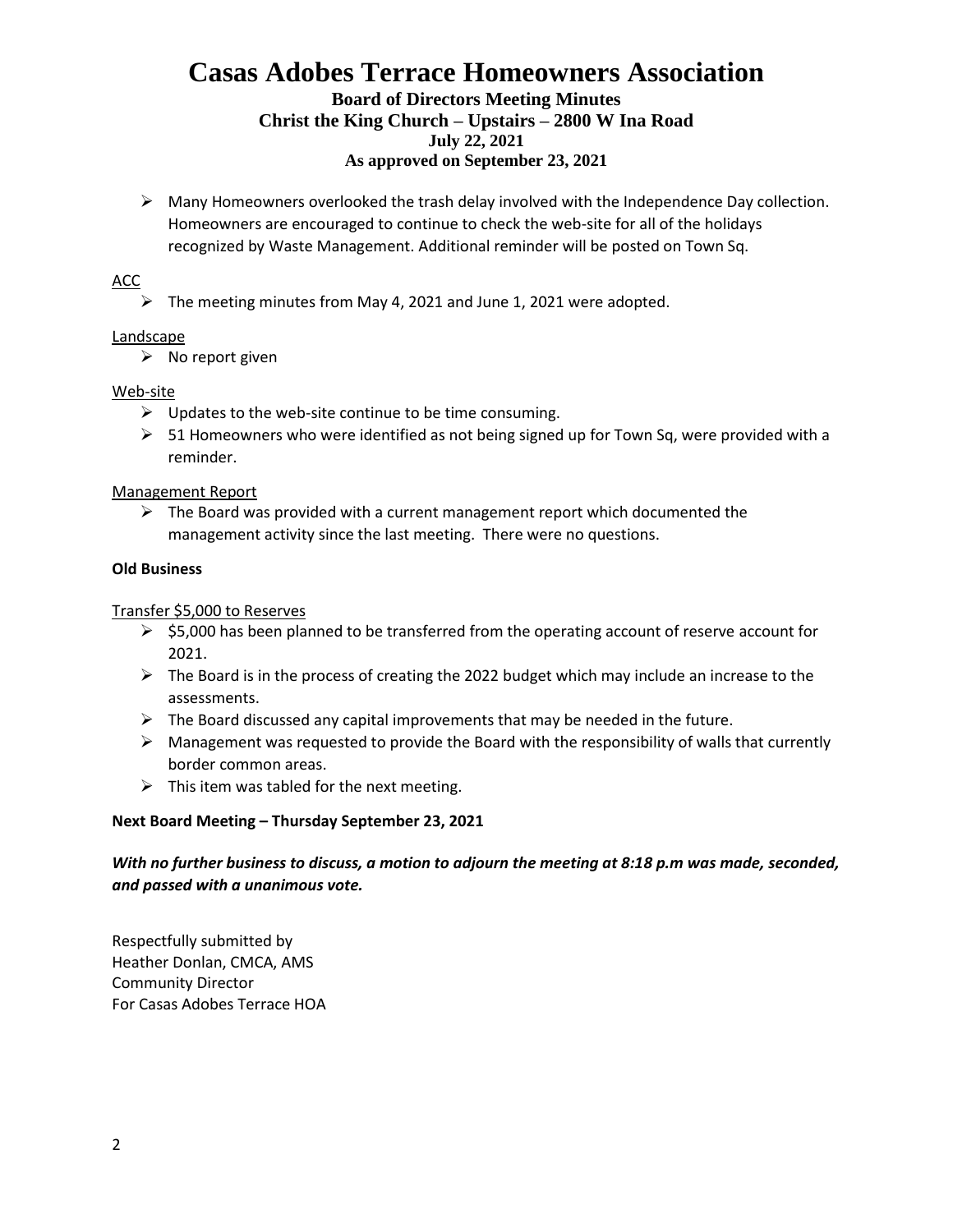# Casas Adobes Terrace Homeowners Association

**Board of Directors Meeting Minutes**
**Christ the King Church – Upstairs – 2800 W Ina Road**
**July 22, 2021**
**As approved on September 23, 2021**

- Many Homeowners overlooked the trash delay involved with the Independence Day collection. Homeowners are encouraged to continue to check the web-site for all of the holidays recognized by Waste Management. Additional reminder will be posted on Town Sq.

ACC

- The meeting minutes from May 4, 2021 and June 1, 2021 were adopted.

Landscape

- No report given

Web-site

- Updates to the web-site continue to be time consuming.
- 51 Homeowners who were identified as not being signed up for Town Sq, were provided with a reminder.

Management Report

- The Board was provided with a current management report which documented the management activity since the last meeting. There were no questions.

**Old Business**

Transfer $5,000 to Reserves

- $5,000 has been planned to be transferred from the operating account of reserve account for 2021.
- The Board is in the process of creating the 2022 budget which may include an increase to the assessments.
- The Board discussed any capital improvements that may be needed in the future.
- Management was requested to provide the Board with the responsibility of walls that currently border common areas.
- This item was tabled for the next meeting.

**Next Board Meeting – Thursday September 23, 2021**

***With no further business to discuss, a motion to adjourn the meeting at 8:18 p.m was made, seconded, and passed with a unanimous vote.***

Respectfully submitted by
Heather Donlan, CMCA, AMS
Community Director
For Casas Adobes Terrace HOA